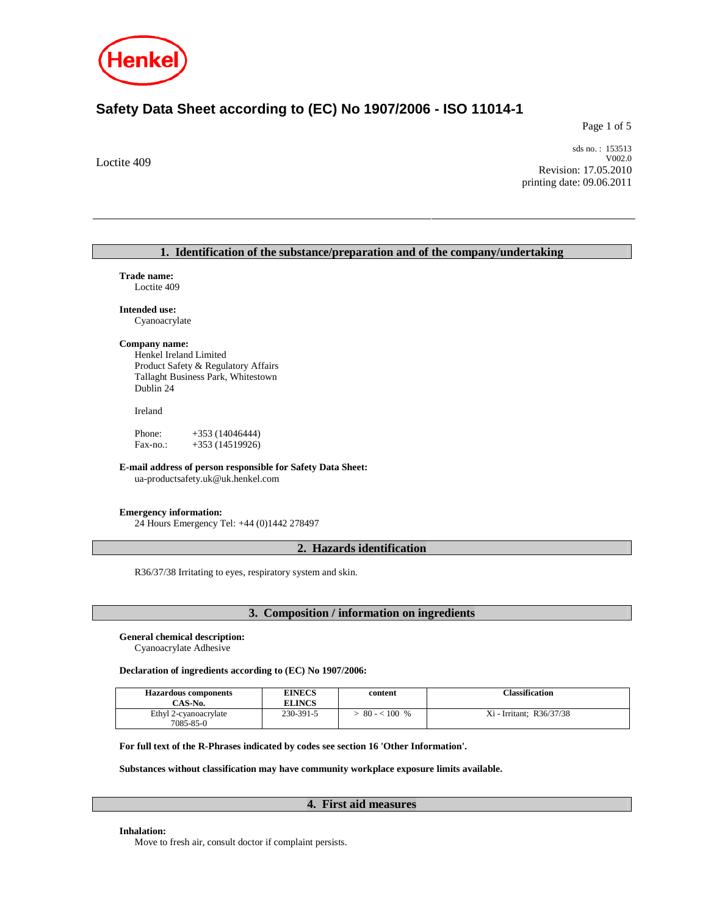# Safety Data Sheet according to (EC) No 1907/2006 - ISO 11014-1

Loctite 409

sds no. : 153513
V002.0
Revision: 17.05.2010
printing date: 09.06.2011

## 1. Identification of the substance/preparation and of the company/undertaking

**Trade name:**
Loctite 409

**Intended use:**
Cyanoacrylate

**Company name:**
Henkel Ireland Limited
Product Safety & Regulatory Affairs
Tallaght Business Park, Whitestown
Dublin 24

Ireland

Phone: +353 (14046444)
Fax-no.: +353 (14519926)

**E-mail address of person responsible for Safety Data Sheet:**
ua-productsafety.uk@uk.henkel.com

**Emergency information:**
24 Hours Emergency Tel: +44 (0)1442 278497

## 2. Hazards identification

R36/37/38 Irritating to eyes, respiratory system and skin.

## 3. Composition / information on ingredients

**General chemical description:**
Cyanoacrylate Adhesive

**Declaration of ingredients according to (EC) No 1907/2006:**

| Hazardous components CAS-No. | EINECS ELINCS | content | Classification |
|---|---|---|---|
| Ethyl 2-cyanoacrylate 7085-85-0 | 230-391-5 | > 80 - < 100 % | Xi - Irritant; R36/37/38 |

**For full text of the R-Phrases indicated by codes see section 16 'Other Information'.**

**Substances without classification may have community workplace exposure limits available.**

## 4. First aid measures

**Inhalation:**
Move to fresh air, consult doctor if complaint persists.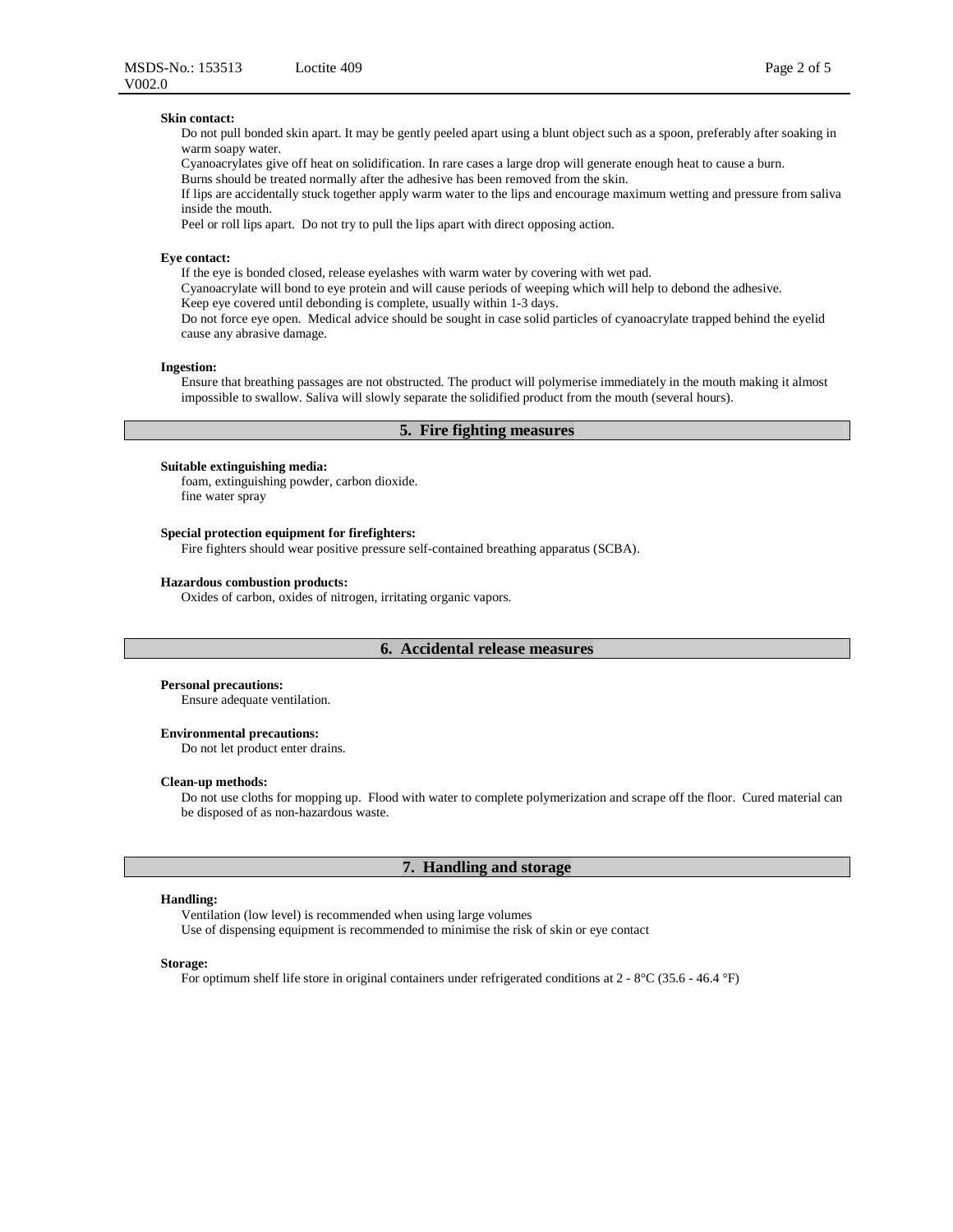**Skin contact:**

Do not pull bonded skin apart. It may be gently peeled apart using a blunt object such as a spoon, preferably after soaking in warm soapy water.

Cyanoacrylates give off heat on solidification. In rare cases a large drop will generate enough heat to cause a burn.

Burns should be treated normally after the adhesive has been removed from the skin.

If lips are accidentally stuck together apply warm water to the lips and encourage maximum wetting and pressure from saliva inside the mouth.

Peel or roll lips apart. Do not try to pull the lips apart with direct opposing action.

**Eye contact:**

If the eye is bonded closed, release eyelashes with warm water by covering with wet pad.

Cyanoacrylate will bond to eye protein and will cause periods of weeping which will help to debond the adhesive.

Keep eye covered until debonding is complete, usually within 1-3 days.

Do not force eye open. Medical advice should be sought in case solid particles of cyanoacrylate trapped behind the eyelid cause any abrasive damage.

**Ingestion:**

Ensure that breathing passages are not obstructed. The product will polymerise immediately in the mouth making it almost impossible to swallow. Saliva will slowly separate the solidified product from the mouth (several hours).

## 5. Fire fighting measures

**Suitable extinguishing media:**

foam, extinguishing powder, carbon dioxide.
fine water spray

**Special protection equipment for firefighters:**

Fire fighters should wear positive pressure self-contained breathing apparatus (SCBA).

**Hazardous combustion products:**

Oxides of carbon, oxides of nitrogen, irritating organic vapors.

## 6. Accidental release measures

**Personal precautions:**

Ensure adequate ventilation.

**Environmental precautions:**

Do not let product enter drains.

**Clean-up methods:**

Do not use cloths for mopping up. Flood with water to complete polymerization and scrape off the floor. Cured material can be disposed of as non-hazardous waste.

## 7. Handling and storage

**Handling:**

Ventilation (low level) is recommended when using large volumes
Use of dispensing equipment is recommended to minimise the risk of skin or eye contact

**Storage:**

For optimum shelf life store in original containers under refrigerated conditions at 2 - 8°C (35.6 - 46.4 °F)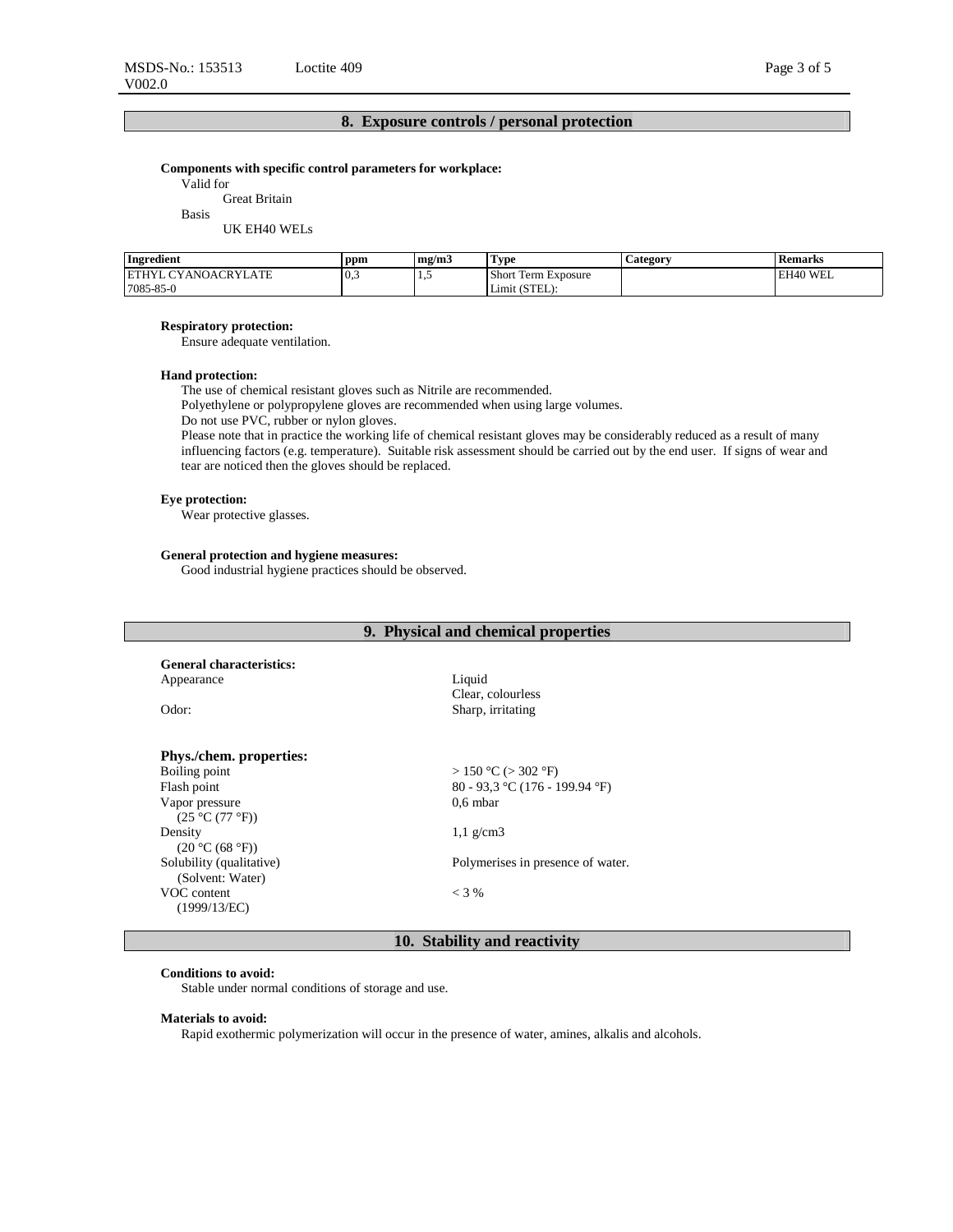## 8. Exposure controls / personal protection

**Components with specific control parameters for workplace:**

Valid for

Great Britain

Basis

UK EH40 WELs

| Ingredient | ppm | mg/m3 | Type | Category | Remarks |
|---|---|---|---|---|---|
| ETHYL CYANOACRYLATE 7085-85-0 | 0,3 | 1,5 | Short Term Exposure Limit (STEL): | | EH40 WEL |

**Respiratory protection:**

Ensure adequate ventilation.

**Hand protection:**

The use of chemical resistant gloves such as Nitrile are recommended.
Polyethylene or polypropylene gloves are recommended when using large volumes.
Do not use PVC, rubber or nylon gloves.
Please note that in practice the working life of chemical resistant gloves may be considerably reduced as a result of many influencing factors (e.g. temperature). Suitable risk assessment should be carried out by the end user. If signs of wear and tear are noticed then the gloves should be replaced.

**Eye protection:**

Wear protective glasses.

**General protection and hygiene measures:**

Good industrial hygiene practices should be observed.

## 9. Physical and chemical properties

**General characteristics:**

| | |
|---|---|
| Appearance | Liquid<br>Clear, colourless |
| Odor: | Sharp, irritating |

**Phys./chem. properties:**

| | |
|---|---|
| Boiling point | > 150 °C (> 302 °F) |
| Flash point | 80 - 93,3 °C (176 - 199.94 °F) |
| Vapor pressure<br>(25 °C (77 °F)) | 0,6 mbar |
| Density<br>(20 °C (68 °F)) | 1,1 g/cm3 |
| Solubility (qualitative)<br>(Solvent: Water) | Polymerises in presence of water. |
| VOC content<br>(1999/13/EC) | < 3 % |

## 10. Stability and reactivity

**Conditions to avoid:**

Stable under normal conditions of storage and use.

**Materials to avoid:**

Rapid exothermic polymerization will occur in the presence of water, amines, alkalis and alcohols.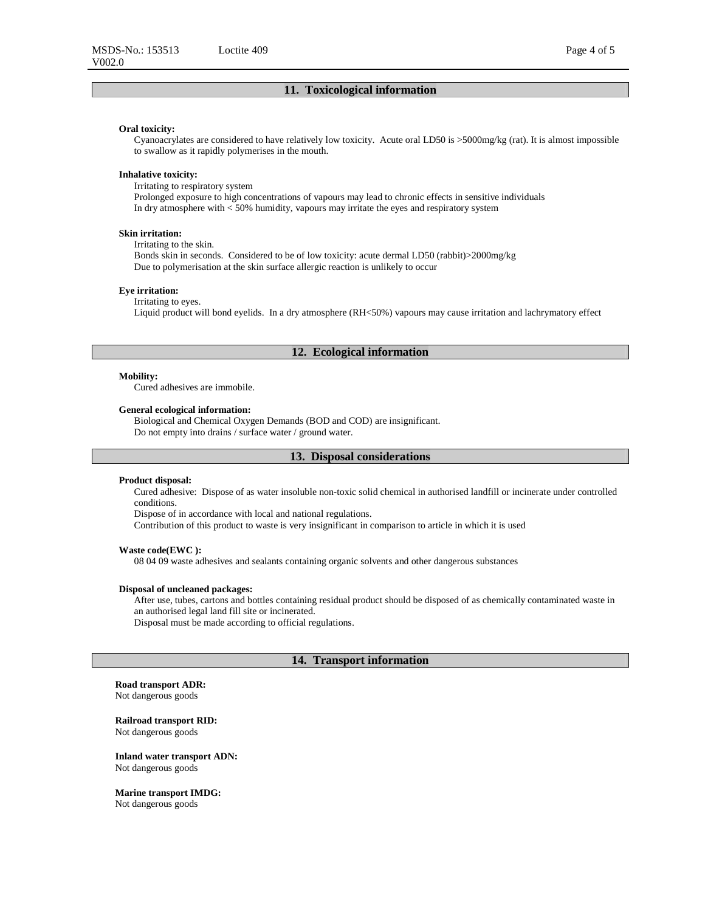## 11. Toxicological information

**Oral toxicity:**

Cyanoacrylates are considered to have relatively low toxicity. Acute oral LD50 is >5000mg/kg (rat). It is almost impossible to swallow as it rapidly polymerises in the mouth.

**Inhalative toxicity:**

Irritating to respiratory system
Prolonged exposure to high concentrations of vapours may lead to chronic effects in sensitive individuals
In dry atmosphere with < 50% humidity, vapours may irritate the eyes and respiratory system

**Skin irritation:**

Irritating to the skin.
Bonds skin in seconds. Considered to be of low toxicity: acute dermal LD50 (rabbit)>2000mg/kg
Due to polymerisation at the skin surface allergic reaction is unlikely to occur

**Eye irritation:**

Irritating to eyes.
Liquid product will bond eyelids. In a dry atmosphere (RH<50%) vapours may cause irritation and lachrymatory effect

## 12. Ecological information

**Mobility:**

Cured adhesives are immobile.

**General ecological information:**

Biological and Chemical Oxygen Demands (BOD and COD) are insignificant.
Do not empty into drains / surface water / ground water.

## 13. Disposal considerations

**Product disposal:**

Cured adhesive: Dispose of as water insoluble non-toxic solid chemical in authorised landfill or incinerate under controlled conditions.
Dispose of in accordance with local and national regulations.
Contribution of this product to waste is very insignificant in comparison to article in which it is used

**Waste code(EWC ):**

08 04 09 waste adhesives and sealants containing organic solvents and other dangerous substances

**Disposal of uncleaned packages:**

After use, tubes, cartons and bottles containing residual product should be disposed of as chemically contaminated waste in an authorised legal land fill site or incinerated.
Disposal must be made according to official regulations.

## 14. Transport information

**Road transport ADR:**
Not dangerous goods

**Railroad transport RID:**
Not dangerous goods

**Inland water transport ADN:**
Not dangerous goods

**Marine transport IMDG:**
Not dangerous goods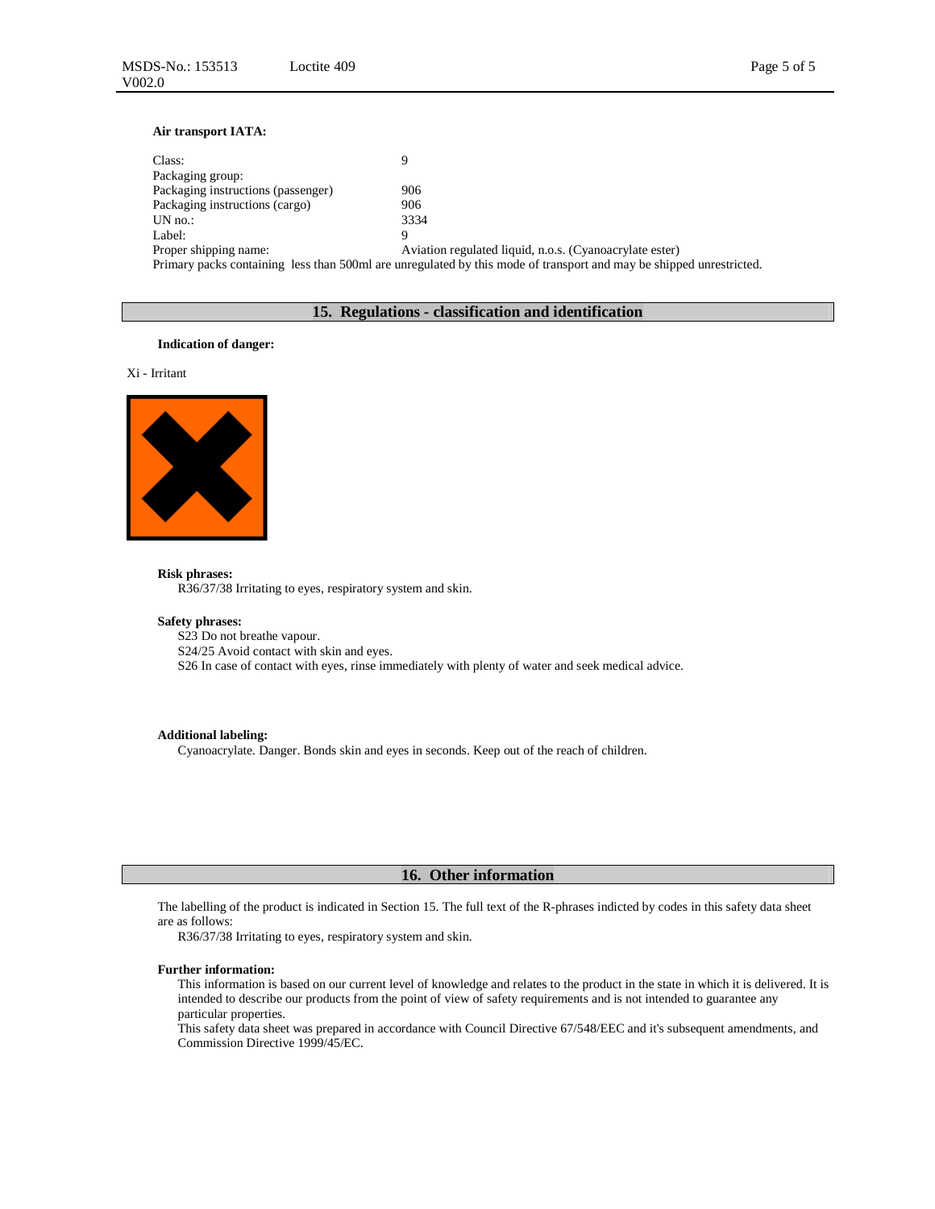**Air transport IATA:**

| | |
|---|---|
| Class: | 9 |
| Packaging group: | |
| Packaging instructions (passenger) | 906 |
| Packaging instructions (cargo) | 906 |
| UN no.: | 3334 |
| Label: | 9 |
| Proper shipping name: | Aviation regulated liquid, n.o.s. (Cyanoacrylate ester) |

Primary packs containing less than 500ml are unregulated by this mode of transport and may be shipped unrestricted.

## 15. Regulations - classification and identification

**Indication of danger:**

Xi - Irritant

**Risk phrases:**

R36/37/38 Irritating to eyes, respiratory system and skin.

**Safety phrases:**

S23 Do not breathe vapour.
S24/25 Avoid contact with skin and eyes.
S26 In case of contact with eyes, rinse immediately with plenty of water and seek medical advice.

**Additional labeling:**

Cyanoacrylate. Danger. Bonds skin and eyes in seconds. Keep out of the reach of children.

## 16. Other information

The labelling of the product is indicated in Section 15. The full text of the R-phrases indicted by codes in this safety data sheet are as follows:

R36/37/38 Irritating to eyes, respiratory system and skin.

**Further information:**

This information is based on our current level of knowledge and relates to the product in the state in which it is delivered. It is intended to describe our products from the point of view of safety requirements and is not intended to guarantee any particular properties.
This safety data sheet was prepared in accordance with Council Directive 67/548/EEC and it's subsequent amendments, and Commission Directive 1999/45/EC.